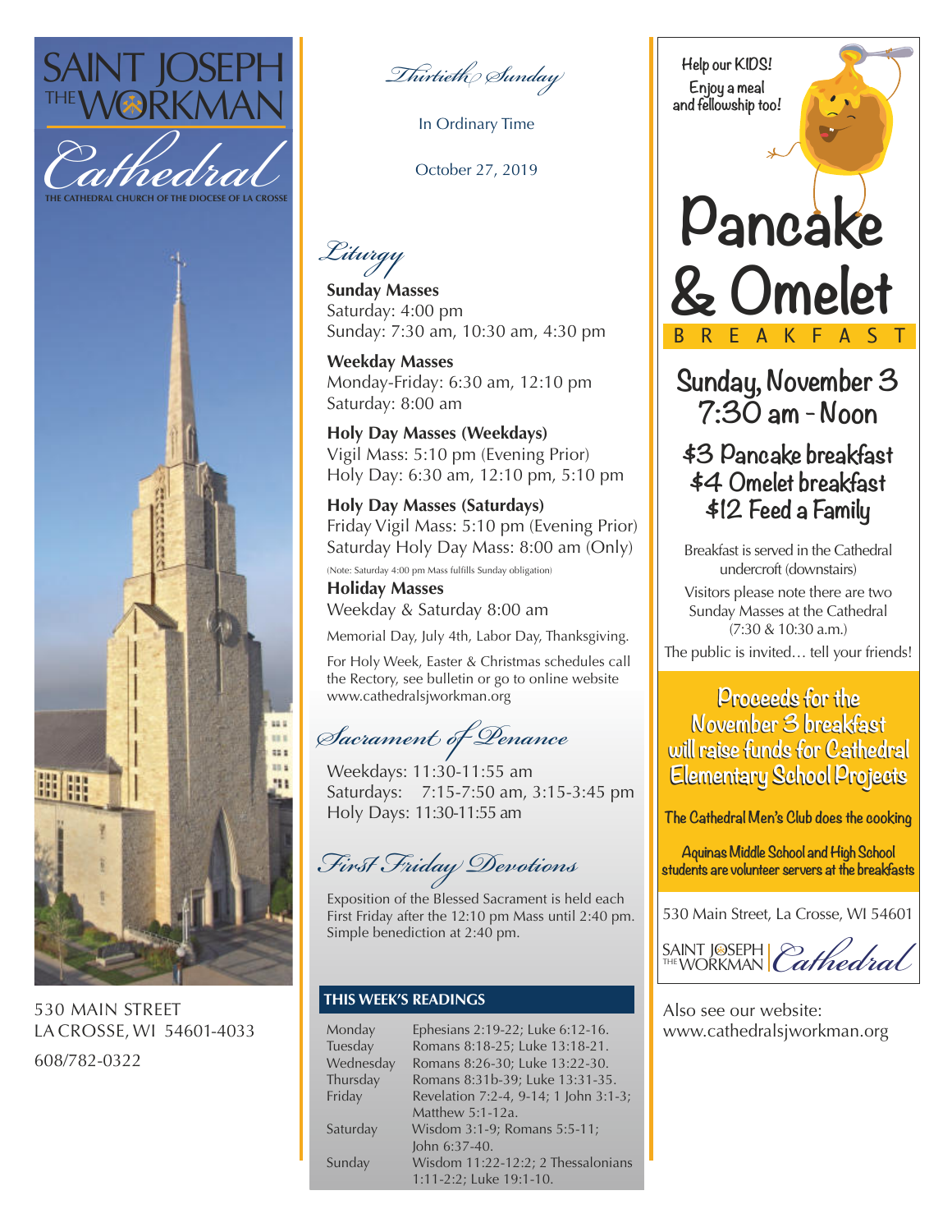# SAINT JOSEPH THE WORKMAN Cathedral

THE CATHEDRAL CHURCH OF THE DIOCESE OF LA CROSSE

530 MAIN STREET
LA CROSSE, WI 54601-4033

608/782-0322

## Thirtieth Sunday

In Ordinary Time

October 27, 2019

## Liturgy

**Sunday Masses**
Saturday: 4:00 pm
Sunday: 7:30 am, 10:30 am, 4:30 pm

**Weekday Masses**
Monday-Friday: 6:30 am, 12:10 pm
Saturday: 8:00 am

**Holy Day Masses (Weekdays)**
Vigil Mass: 5:10 pm (Evening Prior)
Holy Day: 6:30 am, 12:10 pm, 5:10 pm

**Holy Day Masses (Saturdays)**
Friday Vigil Mass: 5:10 pm (Evening Prior)
Saturday Holy Day Mass: 8:00 am (Only)

(Note: Saturday 4:00 pm Mass fulfills Sunday obligation)

**Holiday Masses**
Weekday & Saturday 8:00 am

Memorial Day, July 4th, Labor Day, Thanksgiving.

For Holy Week, Easter & Christmas schedules call the Rectory, see bulletin or go to online website www.cathedralsjworkman.org

## Sacrament of Penance

Weekdays: 11:30-11:55 am
Saturdays: 7:15-7:50 am, 3:15-3:45 pm
Holy Days: 11:30-11:55 am

## First Friday Devotions

Exposition of the Blessed Sacrament is held each First Friday after the 12:10 pm Mass until 2:40 pm. Simple benediction at 2:40 pm.

### THIS WEEK'S READINGS

| | |
|---|---|
| Monday | Ephesians 2:19-22; Luke 6:12-16. |
| Tuesday | Romans 8:18-25; Luke 13:18-21. |
| Wednesday | Romans 8:26-30; Luke 13:22-30. |
| Thursday | Romans 8:31b-39; Luke 13:31-35. |
| Friday | Revelation 7:2-4, 9-14; 1 John 3:1-3; Matthew 5:1-12a. |
| Saturday | Wisdom 3:1-9; Romans 5:5-11; John 6:37-40. |
| Sunday | Wisdom 11:22-12:2; 2 Thessalonians 1:11-2:2; Luke 19:1-10. |

Help our KIDS!
Enjoy a meal and fellowship too!

# Pancake & Omelet BREAKFAST

## Sunday, November 3
## 7:30 am - Noon

**$3 Pancake breakfast**
**$4 Omelet breakfast**
**$12 Feed a Family**

Breakfast is served in the Cathedral undercroft (downstairs)

Visitors please note there are two Sunday Masses at the Cathedral (7:30 & 10:30 a.m.)

The public is invited… tell your friends!

**Proceeds for the November 3 breakfast will raise funds for Cathedral Elementary School Projects**

The Cathedral Men's Club does the cooking

Aquinas Middle School and High School students are volunteer servers at the breakfasts

530 Main Street, La Crosse, WI 54601

SAINT JOSEPH THE WORKMAN | Cathedral

Also see our website:
www.cathedralsjworkman.org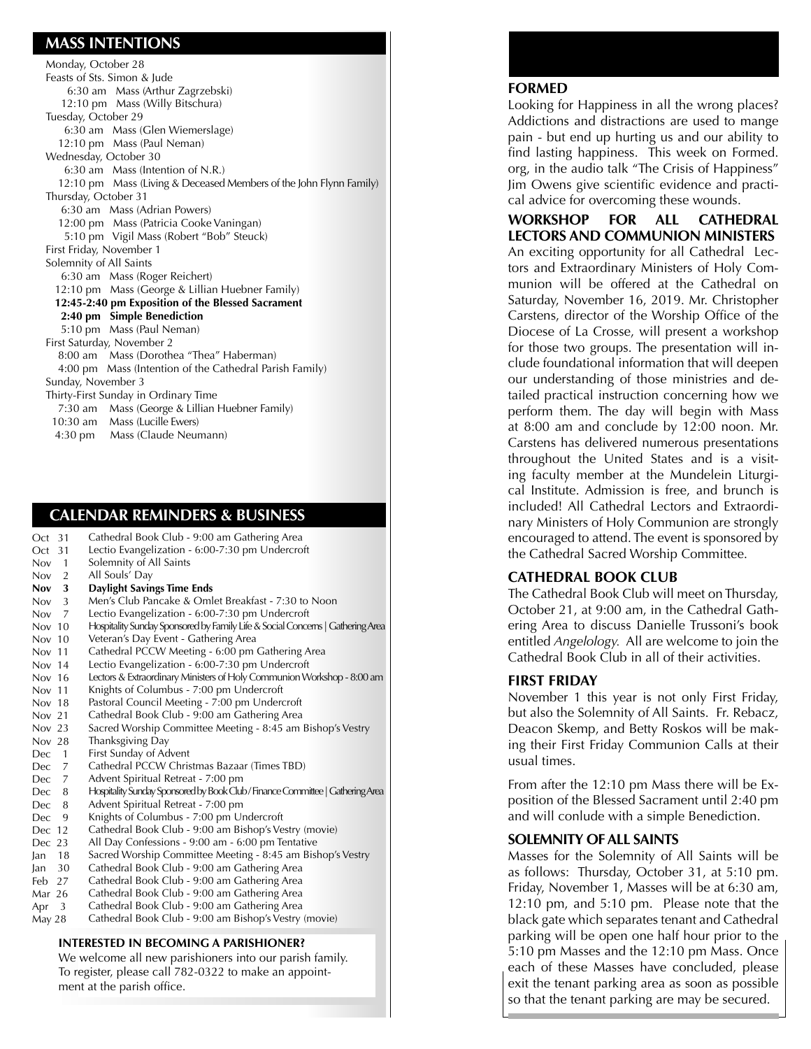## MASS INTENTIONS

Monday, October 28
Feasts of Sts. Simon & Jude
6:30 am Mass (Arthur Zagrzebski)
12:10 pm Mass (Willy Bitschura)

Tuesday, October 29
6:30 am Mass (Glen Wiemerslage)
12:10 pm Mass (Paul Neman)

Wednesday, October 30
6:30 am Mass (Intention of N.R.)
12:10 pm Mass (Living & Deceased Members of the John Flynn Family)

Thursday, October 31
6:30 am Mass (Adrian Powers)
12:00 pm Mass (Patricia Cooke Vaningan)
5:10 pm Vigil Mass (Robert "Bob" Steuck)

First Friday, November 1
Solemnity of All Saints
6:30 am Mass (Roger Reichert)
12:10 pm Mass (George & Lillian Huebner Family)
**12:45-2:40 pm Exposition of the Blessed Sacrament**
**2:40 pm Simple Benediction**
5:10 pm Mass (Paul Neman)

First Saturday, November 2
8:00 am Mass (Dorothea "Thea" Haberman)
4:00 pm Mass (Intention of the Cathedral Parish Family)

Sunday, November 3
Thirty-First Sunday in Ordinary Time
7:30 am Mass (George & Lillian Huebner Family)
10:30 am Mass (Lucille Ewers)
4:30 pm Mass (Claude Neumann)

## CALENDAR REMINDERS & BUSINESS

| | |
|---|---|
| Oct 31 | Cathedral Book Club - 9:00 am Gathering Area |
| Oct 31 | Lectio Evangelization - 6:00-7:30 pm Undercroft |
| Nov 1 | Solemnity of All Saints |
| Nov 2 | All Souls' Day |
| **Nov 3** | **Daylight Savings Time Ends** |
| Nov 3 | Men's Club Pancake & Omlet Breakfast - 7:30 to Noon |
| Nov 7 | Lectio Evangelization - 6:00-7:30 pm Undercroft |
| Nov 10 | Hospitality Sunday Sponsored by Family Life & Social Concerns \| Gathering Area |
| Nov 10 | Veteran's Day Event - Gathering Area |
| Nov 11 | Cathedral PCCW Meeting - 6:00 pm Gathering Area |
| Nov 14 | Lectio Evangelization - 6:00-7:30 pm Undercroft |
| Nov 16 | Lectors & Extraordinary Ministers of Holy Communion Workshop - 8:00 am |
| Nov 11 | Knights of Columbus - 7:00 pm Undercroft |
| Nov 18 | Pastoral Council Meeting - 7:00 pm Undercroft |
| Nov 21 | Cathedral Book Club - 9:00 am Gathering Area |
| Nov 23 | Sacred Worship Committee Meeting - 8:45 am Bishop's Vestry |
| Nov 28 | Thanksgiving Day |
| Dec 1 | First Sunday of Advent |
| Dec 7 | Cathedral PCCW Christmas Bazaar (Times TBD) |
| Dec 7 | Advent Spiritual Retreat - 7:00 pm |
| Dec 8 | Hospitality Sunday Sponsored by Book Club / Finance Committee \| Gathering Area |
| Dec 8 | Advent Spiritual Retreat - 7:00 pm |
| Dec 9 | Knights of Columbus - 7:00 pm Undercroft |
| Dec 12 | Cathedral Book Club - 9:00 am Bishop's Vestry (movie) |
| Dec 23 | All Day Confessions - 9:00 am - 6:00 pm Tentative |
| Jan 18 | Sacred Worship Committee Meeting - 8:45 am Bishop's Vestry |
| Jan 30 | Cathedral Book Club - 9:00 am Gathering Area |
| Feb 27 | Cathedral Book Club - 9:00 am Gathering Area |
| Mar 26 | Cathedral Book Club - 9:00 am Gathering Area |
| Apr 3 | Cathedral Book Club - 9:00 am Gathering Area |
| May 28 | Cathedral Book Club - 9:00 am Bishop's Vestry (movie) |

**INTERESTED IN BECOMING A PARISHIONER?**
We welcome all new parishioners into our parish family. To register, please call 782-0322 to make an appointment at the parish office.

### FORMED

Looking for Happiness in all the wrong places? Addictions and distractions are used to mange pain - but end up hurting us and our ability to find lasting happiness. This week on Formed.org, in the audio talk "The Crisis of Happiness" Jim Owens give scientific evidence and practical advice for overcoming these wounds.

### WORKSHOP FOR ALL CATHEDRAL LECTORS AND COMMUNION MINISTERS

An exciting opportunity for all Cathedral Lectors and Extraordinary Ministers of Holy Communion will be offered at the Cathedral on Saturday, November 16, 2019. Mr. Christopher Carstens, director of the Worship Office of the Diocese of La Crosse, will present a workshop for those two groups. The presentation will include foundational information that will deepen our understanding of those ministries and detailed practical instruction concerning how we perform them. The day will begin with Mass at 8:00 am and conclude by 12:00 noon. Mr. Carstens has delivered numerous presentations throughout the United States and is a visiting faculty member at the Mundelein Liturgical Institute. Admission is free, and brunch is included! All Cathedral Lectors and Extraordinary Ministers of Holy Communion are strongly encouraged to attend. The event is sponsored by the Cathedral Sacred Worship Committee.

### CATHEDRAL BOOK CLUB

The Cathedral Book Club will meet on Thursday, October 21, at 9:00 am, in the Cathedral Gathering Area to discuss Danielle Trussoni's book entitled *Angelology.* All are welcome to join the Cathedral Book Club in all of their activities.

### FIRST FRIDAY

November 1 this year is not only First Friday, but also the Solemnity of All Saints. Fr. Rebacz, Deacon Skemp, and Betty Roskos will be making their First Friday Communion Calls at their usual times.

From after the 12:10 pm Mass there will be Exposition of the Blessed Sacrament until 2:40 pm and will conlude with a simple Benediction.

### SOLEMNITY OF ALL SAINTS

Masses for the Solemnity of All Saints will be as follows: Thursday, October 31, at 5:10 pm. Friday, November 1, Masses will be at 6:30 am, 12:10 pm, and 5:10 pm. Please note that the black gate which separates tenant and Cathedral parking will be open one half hour prior to the 5:10 pm Masses and the 12:10 pm Mass. Once each of these Masses have concluded, please exit the tenant parking area as soon as possible so that the tenant parking are may be secured.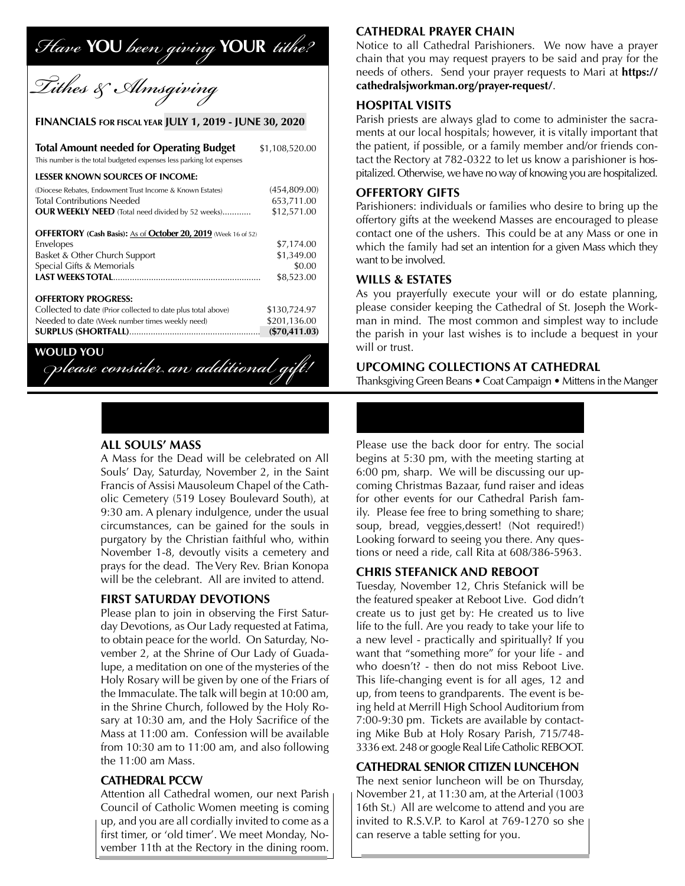# *Have* **YOU** *been giving* **YOUR** *tithe?*

## *Tithes & Almsgiving*

**FINANCIALS** FOR FISCAL YEAR **JULY 1, 2019 - JUNE 30, 2020**

| | |
|---|---|
| **Total Amount needed for Operating Budget**<br>This number is the total budgeted expenses less parking lot expenses | $1,108,520.00 |
| **LESSER KNOWN SOURCES OF INCOME:** | |
| (Diocese Rebates, Endowment Trust Income & Known Estates) | (454,809.00) |
| Total Contributions Needed | 653,711.00 |
| **OUR WEEKLY NEED** (Total need divided by 52 weeks)............ | $12,571.00 |
| **OFFERTORY (Cash Basis):** As of **October 20, 2019** (Week 16 of 52) | |
| Envelopes | $7,174.00 |
| Basket & Other Church Support | $1,349.00 |
| Special Gifts & Memorials | $0.00 |
| **LAST WEEKS TOTAL**............................................................ | $8,523.00 |
| **OFFERTORY PROGRESS:** | |
| Collected to date (Prior collected to date plus total above) | $130,724.97 |
| Needed to date (Week number times weekly need) | $201,136.00 |
| **SURPLUS (SHORTFALL)**...................................................... | **($70,411.03)** |

**WOULD YOU**

*please consider an additional gift!*

### CATHEDRAL PRAYER CHAIN

Notice to all Cathedral Parishioners. We now have a prayer chain that you may request prayers to be said and pray for the needs of others. Send your prayer requests to Mari at **https://cathedralsjworkman.org/prayer-request/**.

### HOSPITAL VISITS

Parish priests are always glad to come to administer the sacraments at our local hospitals; however, it is vitally important that the patient, if possible, or a family member and/or friends contact the Rectory at 782-0322 to let us know a parishioner is hospitalized. Otherwise, we have no way of knowing you are hospitalized.

### OFFERTORY GIFTS

Parishioners: individuals or families who desire to bring up the offertory gifts at the weekend Masses are encouraged to please contact one of the ushers. This could be at any Mass or one in which the family had set an intention for a given Mass which they want to be involved.

### WILLS & ESTATES

As you prayerfully execute your will or do estate planning, please consider keeping the Cathedral of St. Joseph the Workman in mind. The most common and simplest way to include the parish in your last wishes is to include a bequest in your will or trust.

### UPCOMING COLLECTIONS AT CATHEDRAL

Thanksgiving Green Beans • Coat Campaign • Mittens in the Manger

### ALL SOULS' MASS

A Mass for the Dead will be celebrated on All Souls' Day, Saturday, November 2, in the Saint Francis of Assisi Mausoleum Chapel of the Catholic Cemetery (519 Losey Boulevard South), at 9:30 am. A plenary indulgence, under the usual circumstances, can be gained for the souls in purgatory by the Christian faithful who, within November 1-8, devoutly visits a cemetery and prays for the dead. The Very Rev. Brian Konopa will be the celebrant. All are invited to attend.

### FIRST SATURDAY DEVOTIONS

Please plan to join in observing the First Saturday Devotions, as Our Lady requested at Fatima, to obtain peace for the world. On Saturday, November 2, at the Shrine of Our Lady of Guadalupe, a meditation on one of the mysteries of the Holy Rosary will be given by one of the Friars of the Immaculate. The talk will begin at 10:00 am, in the Shrine Church, followed by the Holy Rosary at 10:30 am, and the Holy Sacrifice of the Mass at 11:00 am. Confession will be available from 10:30 am to 11:00 am, and also following the 11:00 am Mass.

### CATHEDRAL PCCW

Attention all Cathedral women, our next Parish Council of Catholic Women meeting is coming up, and you are all cordially invited to come as a first timer, or 'old timer'. We meet Monday, November 11th at the Rectory in the dining room. Please use the back door for entry. The social begins at 5:30 pm, with the meeting starting at 6:00 pm, sharp. We will be discussing our upcoming Christmas Bazaar, fund raiser and ideas for other events for our Cathedral Parish family. Please fee free to bring something to share; soup, bread, veggies,dessert! (Not required!) Looking forward to seeing you there. Any questions or need a ride, call Rita at 608/386-5963.

### CHRIS STEFANICK AND REBOOT

Tuesday, November 12, Chris Stefanick will be the featured speaker at Reboot Live. God didn't create us to just get by: He created us to live life to the full. Are you ready to take your life to a new level - practically and spiritually? If you want that "something more" for your life - and who doesn't? - then do not miss Reboot Live. This life-changing event is for all ages, 12 and up, from teens to grandparents. The event is being held at Merrill High School Auditorium from 7:00-9:30 pm. Tickets are available by contacting Mike Bub at Holy Rosary Parish, 715/748-3336 ext. 248 or google Real Life Catholic REBOOT.

### CATHEDRAL SENIOR CITIZEN LUNCEHON

The next senior luncheon will be on Thursday, November 21, at 11:30 am, at the Arterial (1003 16th St.) All are welcome to attend and you are invited to R.S.V.P. to Karol at 769-1270 so she can reserve a table setting for you.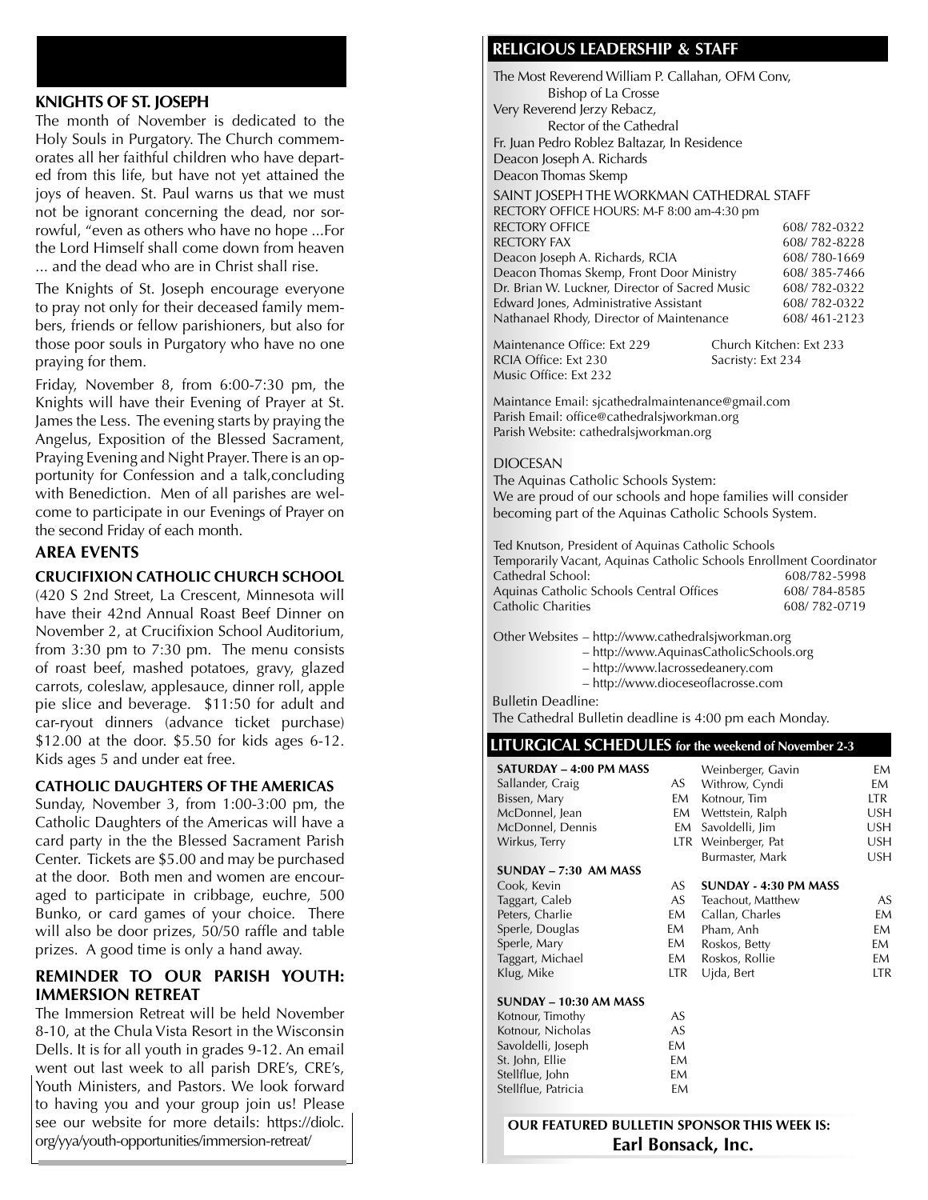## KNIGHTS OF ST. JOSEPH

The month of November is dedicated to the Holy Souls in Purgatory. The Church commemorates all her faithful children who have departed from this life, but have not yet attained the joys of heaven. St. Paul warns us that we must not be ignorant concerning the dead, nor sorrowful, "even as others who have no hope ...For the Lord Himself shall come down from heaven ... and the dead who are in Christ shall rise.

The Knights of St. Joseph encourage everyone to pray not only for their deceased family members, friends or fellow parishioners, but also for those poor souls in Purgatory who have no one praying for them.

Friday, November 8, from 6:00-7:30 pm, the Knights will have their Evening of Prayer at St. James the Less. The evening starts by praying the Angelus, Exposition of the Blessed Sacrament, Praying Evening and Night Prayer. There is an opportunity for Confession and a talk,concluding with Benediction. Men of all parishes are welcome to participate in our Evenings of Prayer on the second Friday of each month.

## AREA EVENTS

### CRUCIFIXION CATHOLIC CHURCH SCHOOL

(420 S 2nd Street, La Crescent, Minnesota will have their 42nd Annual Roast Beef Dinner on November 2, at Crucifixion School Auditorium, from 3:30 pm to 7:30 pm. The menu consists of roast beef, mashed potatoes, gravy, glazed carrots, coleslaw, applesauce, dinner roll, apple pie slice and beverage. $11:50 for adult and car-ryout dinners (advance ticket purchase) $12.00 at the door. $5.50 for kids ages 6-12. Kids ages 5 and under eat free.

### CATHOLIC DAUGHTERS OF THE AMERICAS

Sunday, November 3, from 1:00-3:00 pm, the Catholic Daughters of the Americas will have a card party in the the Blessed Sacrament Parish Center. Tickets are $5.00 and may be purchased at the door. Both men and women are encouraged to participate in cribbage, euchre, 500 Bunko, or card games of your choice. There will also be door prizes, 50/50 raffle and table prizes. A good time is only a hand away.

### REMINDER TO OUR PARISH YOUTH: IMMERSION RETREAT

The Immersion Retreat will be held November 8-10, at the Chula Vista Resort in the Wisconsin Dells. It is for all youth in grades 9-12. An email went out last week to all parish DRE's, CRE's, Youth Ministers, and Pastors. We look forward to having you and your group join us! Please see our website for more details: https://diolc.org/yya/youth-opportunities/immersion-retreat/

## RELIGIOUS LEADERSHIP & STAFF

The Most Reverend William P. Callahan, OFM Conv,
Bishop of La Crosse
Very Reverend Jerzy Rebacz,
Rector of the Cathedral
Fr. Juan Pedro Roblez Baltazar, In Residence
Deacon Joseph A. Richards
Deacon Thomas Skemp

SAINT JOSEPH THE WORKMAN CATHEDRAL STAFF
RECTORY OFFICE HOURS: M-F 8:00 am-4:30 pm

| | |
|---|---|
| RECTORY OFFICE | 608/ 782-0322 |
| RECTORY FAX | 608/ 782-8228 |
| Deacon Joseph A. Richards, RCIA | 608/ 780-1669 |
| Deacon Thomas Skemp, Front Door Ministry | 608/ 385-7466 |
| Dr. Brian W. Luckner, Director of Sacred Music | 608/ 782-0322 |
| Edward Jones, Administrative Assistant | 608/ 782-0322 |
| Nathanael Rhody, Director of Maintenance | 608/ 461-2123 |

Maintenance Office: Ext 229
Church Kitchen: Ext 233
RCIA Office: Ext 230
Sacristy: Ext 234
Music Office: Ext 232

Maintance Email: sjcathedralmaintenance@gmail.com
Parish Email: office@cathedralsjworkman.org
Parish Website: cathedralsjworkman.org

DIOCESAN
The Aquinas Catholic Schools System:
We are proud of our schools and hope families will consider becoming part of the Aquinas Catholic Schools System.

Ted Knutson, President of Aquinas Catholic Schools
Temporarily Vacant, Aquinas Catholic Schools Enrollment Coordinator

| | |
|---|---|
| Cathedral School: | 608/782-5998 |
| Aquinas Catholic Schools Central Offices | 608/ 784-8585 |
| Catholic Charities | 608/ 782-0719 |

Other Websites – http://www.cathedralsjworkman.org
– http://www.AquinasCatholicSchools.org
– http://www.lacrossedeanery.com
– http://www.dioceseoflacrosse.com

Bulletin Deadline:
The Cathedral Bulletin deadline is 4:00 pm each Monday.

## LITURGICAL SCHEDULES for the weekend of November 2-3

**SATURDAY – 4:00 PM MASS**

| | |
|---|---|
| Sallander, Craig | AS |
| Bissen, Mary | EM |
| McDonnel, Jean | EM |
| McDonnel, Dennis | EM |
| Wirkus, Terry | LTR |
| Weinberger, Gavin | EM |
| Withrow, Cyndi | EM |
| Kotnour, Tim | LTR |
| Wettstein, Ralph | USH |
| Savoldelli, Jim | USH |
| Weinberger, Pat | USH |
| Burmaster, Mark | USH |

**SUNDAY – 7:30 AM MASS**

| | |
|---|---|
| Cook, Kevin | AS |
| Taggart, Caleb | AS |
| Peters, Charlie | EM |
| Sperle, Douglas | EM |
| Sperle, Mary | EM |
| Taggart, Michael | EM |
| Klug, Mike | LTR |

**SUNDAY – 10:30 AM MASS**

| | |
|---|---|
| Kotnour, Timothy | AS |
| Kotnour, Nicholas | AS |
| Savoldelli, Joseph | EM |
| St. John, Ellie | EM |
| Stellflue, John | EM |
| Stellflue, Patricia | EM |

**SUNDAY - 4:30 PM MASS**

| | |
|---|---|
| Teachout, Matthew | AS |
| Callan, Charles | EM |
| Pham, Anh | EM |
| Roskos, Betty | EM |
| Roskos, Rollie | EM |
| Ujda, Bert | LTR |

**OUR FEATURED BULLETIN SPONSOR THIS WEEK IS:**
**Earl Bonsack, Inc.**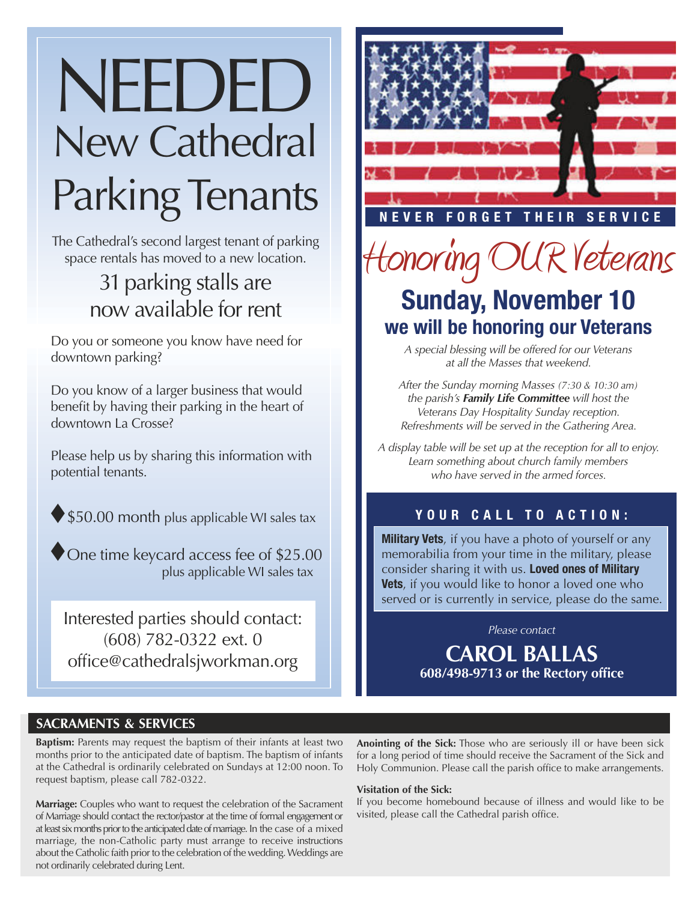# NEEDED New Cathedral Parking Tenants

The Cathedral's second largest tenant of parking space rentals has moved to a new location.

## 31 parking stalls are now available for rent

Do you or someone you know have need for downtown parking?

Do you know of a larger business that would benefit by having their parking in the heart of downtown La Crosse?

Please help us by sharing this information with potential tenants.

- $50.00 month plus applicable WI sales tax
- One time keycard access fee of $25.00 plus applicable WI sales tax

Interested parties should contact:
(608) 782-0322 ext. 0
office@cathedralsjworkman.org

NEVER FORGET THEIR SERVICE

# Honoring OUR Veterans

## Sunday, November 10
## we will be honoring our Veterans

*A special blessing will be offered for our Veterans at all the Masses that weekend.*

*After the Sunday morning Masses (7:30 & 10:30 am) the parish's **Family Life Committee** will host the Veterans Day Hospitality Sunday reception. Refreshments will be served in the Gathering Area.*

*A display table will be set up at the reception for all to enjoy. Learn something about church family members who have served in the armed forces.*

### YOUR CALL TO ACTION:

**Military Vets**, if you have a photo of yourself or any memorabilia from your time in the military, please consider sharing it with us. **Loved ones of Military Vets**, if you would like to honor a loved one who served or is currently in service, please do the same.

*Please contact*

**CAROL BALLAS**
**608/498-9713 or the Rectory office**

## SACRAMENTS & SERVICES

**Baptism:** Parents may request the baptism of their infants at least two months prior to the anticipated date of baptism. The baptism of infants at the Cathedral is ordinarily celebrated on Sundays at 12:00 noon. To request baptism, please call 782-0322.

**Marriage:** Couples who want to request the celebration of the Sacrament of Marriage should contact the rector/pastor at the time of formal engagement or at least six months prior to the anticipated date of marriage. In the case of a mixed marriage, the non-Catholic party must arrange to receive instructions about the Catholic faith prior to the celebration of the wedding. Weddings are not ordinarily celebrated during Lent.

**Anointing of the Sick:** Those who are seriously ill or have been sick for a long period of time should receive the Sacrament of the Sick and Holy Communion. Please call the parish office to make arrangements.

**Visitation of the Sick:**
If you become homebound because of illness and would like to be visited, please call the Cathedral parish office.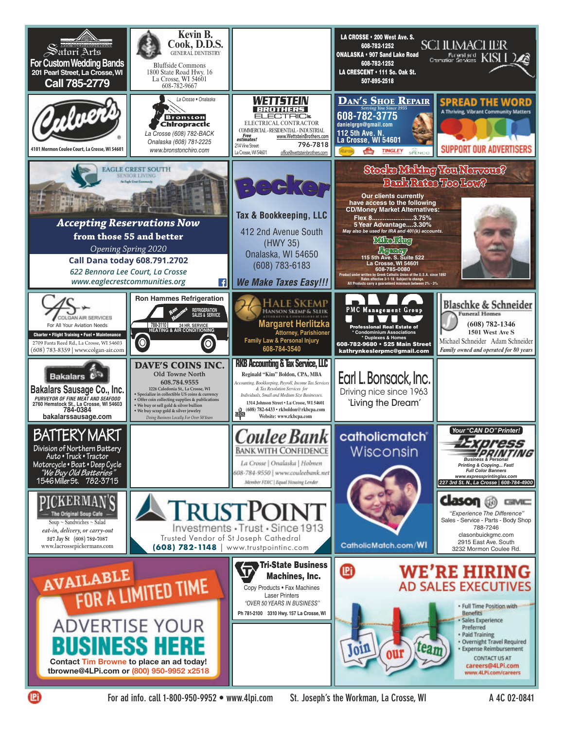Satori Arts
For Custom Wedding Bands
201 Pearl Street, La Crosse, WI
Call 785-2779

Kevin B. Cook, D.D.S.
GENERAL DENTISTRY
Bluffside Commons
1800 State Road Hwy. 16
La Crosse, WI 54601
608-782-9667

LA CROSSE • 200 West Ave. S.
608-782-1252
ONALASKA • 907 Sand Lake Road
608-782-1252
LA CRESCENT • 111 So. Oak St.
507-895-2518
Schumacher Kish Funeral and Cremation Services

Culver's
4101 Mormon Coulee Court, La Crosse, WI 54601

La Crosse • Onalaska
Bronston Chiropractic
La Crosse (608) 782-BACK
Onalaska (608) 781-2225
www.bronstonchiro.com

WETTSTEIN BROTHERS ELECTRIC Inc.
ELECTRICAL CONTRACTOR
COMMERCIAL - RESIDENTIAL - INDUSTRIAL
Free estimates!
www.WettsteinBrothers.com
214 Vine Street
La Crosse, WI 54601
796-7818
office@wettsteinbrothers.com

Dan's Shoe Repair
Serving You Since 1935
608-782-3775
danielgrgn@gmail.com
112 5th Ave. N.
La Crosse, WI 54601

SPREAD THE WORD
A Thriving, Vibrant Community Matters
SUPPORT OUR ADVERTISERS

EAGLE CREST SOUTH
SENIOR LIVING
Accepting Reservations Now
from those 55 and better
Opening Spring 2020
Call Dana today 608.791.2702
622 Bennora Lee Court, La Crosse
www.eaglecrestcommunities.org

Becker
Tax & Bookkeeping, LLC
412 2nd Avenue South
(HWY 35)
Onalaska, WI 54650
(608) 783-6183
We Make Taxes Easy!!!

Stocks Making You Nervous?
Bank Rates Too Low?
Our clients currently have access to the following CD/Money Market Alternatives:
Flex 8........................3.75%
5 Year Advantage....3.30%
May also be used for IRA and 401(k) accounts.
Mike Klug Agency
115 5th Ave. S. Suite 522
La Crosse, WI 54601
608-785-0080
Product under written by Greek Catholic Union of the U.S.A. since 1892
Rates effective 3-1-18. Subject to change.
All Products carry a guaranteed minimum between 2% - 3%

COLGAN AIR SERVICES
For All Your Aviation Needs
Charter • Flight Training • Fuel • Maintenance
2709 Fanta Reed Rd., La Crosse, WI 54603
(608) 783-8359 | www.colgan-air.com

Ron Hammes Refrigeration
REFRIGERATION SALES & SERVICE
788-3110
24 HR. SERVICE
HEATING & AIR CONDITIONING

HALE SKEMP
HANSON SKEMP & SLEIK
ATTORNEYS & COUNSELORS AT LAW
Margaret Herlitzka
Attorney, Parishioner
Family Law & Personal Injury
608-784-3540

PMC Management Group
Professional Real Estate of
* Condominium Associations
* Duplexes & Homes
608-782-9680 • 525 Main Street
kathrynkeslerpmc@gmail.com

Blaschke & Schneider
Funeral Homes
(608) 782-1346
1501 West Ave S
Michael Schneider Adam Schneider
Family owned and operated for 80 years

Bakalars
Bakalars Sausage Co., Inc.
PURVEYOR OF FINE MEAT AND SEAFOOD
2760 Hemstock St., La Crosse, WI 54603
784-0384
bakalarssausage.com

DAVE'S COINS INC.
Old Towne North
608.784.9555
1226 Caledonia St., La Crosse, WI
- Specialize in collectible US coins & currency
- Offer coin collecting supplies & publications
- We buy or sell gold & silver bullion
- We buy scrap gold & silver jewelry

Doing Business Locally For Over 50 Years

RKB Accounting & Tax Service, LLC
Reginald "Kim" Boldon, CPA, MBA
Accounting, Bookkeeping, Payroll, Income Tax Services & Tax Resolution Services for Individuals, Small and Medium Size Businesses.
1314 Johnson Street • La Crosse, WI 54601
(608) 782-6433 • rkboldon@rkbcpa.com
Website: www.rkbcpa.com

Earl L. Bonsack, Inc.
Driving nice since 1963
'Living the Dream'

BATTERY MART
Division of Northern Battery
Auto • Truck • Tractor
Motorcycle • Boat • Deep Cycle
"We Buy Old Batteries"
1546 Miller St. 782-3715

Coulee Bank
BANK WITH CONFIDENCE
La Crosse | Onalaska | Holmen
608-784-9550 | www.couleebank.net
Member FDIC | Equal Housing Lender

catholicmatch Wisconsin
CatholicMatch.com/WI

Your "CAN DO" Printer!
Express PRINTING
Business & Personal
Printing & Copying... Fast!
Full Color Banners
www.expressprintinglax.com
227 3rd St. N., La Crosse | 608-784-4900

PICKERMAN'S
The Original Soup Cafe
Soup ~ Sandwiches ~ Salad
eat-in, delivery, or carry-out
327 Jay St (608) 782-7087
www.lacrossepickermans.com

TRUSTPOINT
Investments • Trust • Since 1913
Trusted Vendor of St Joseph Cathedral
(608) 782-1148 | www.trustpointinc.com

Clason Buick GMC
"Experience The Difference"
Sales - Service - Parts - Body Shop
788-7246
clasonbuickgmc.com
2915 East Ave. South
3232 Mormon Coulee Rd.

AVAILABLE FOR A LIMITED TIME
ADVERTISE YOUR BUSINESS HERE
Contact Tim Browne to place an ad today!
tbrowne@4LPi.com or (800) 950-9952 x2518

Tri-State Business Machines, Inc.
Copy Products • Fax Machines
Laser Printers
"OVER 50 YEARS IN BUSINESS"
Ph 781-2100 3310 Hwy. 157 La Crosse, WI

WE'RE HIRING
AD SALES EXECUTIVES
Join our team
- Full Time Position with Benefits
- Sales Experience Preferred
- Paid Training
- Overnight Travel Required
- Expense Reimbursement

CONTACT US AT
careers@4LPi.com
www.4LPi.com/careers

For ad info. call 1-800-950-9952 • www.4lpi.com St. Joseph's the Workman, La Crosse, WI A 4C 02-0841